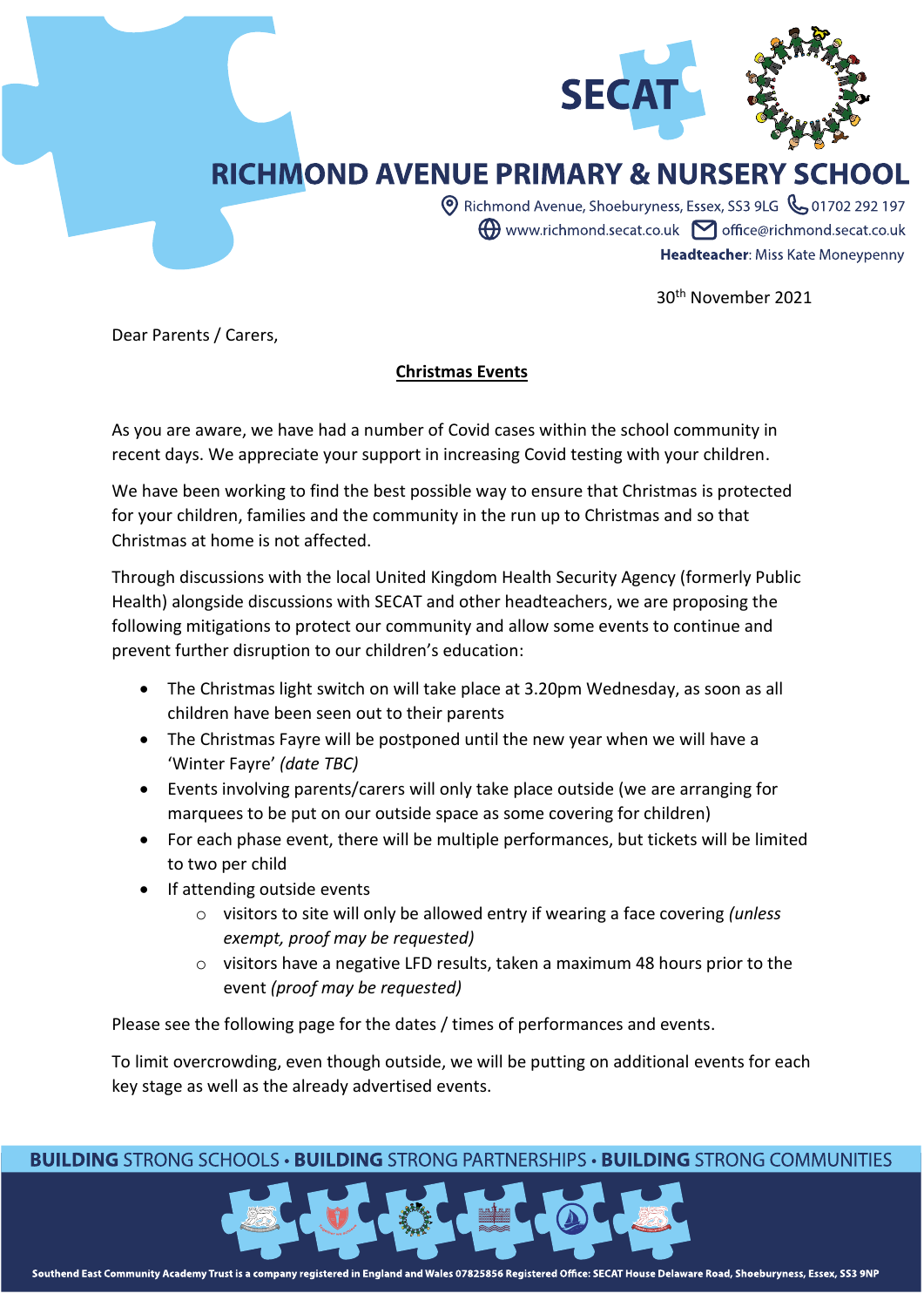# RICHMOND AVENUE PRIMARY & NURSERY SCHOOL

Richmond Avenue, Shoeburyness, Essex, SS3 9LG 01702 292 197
www.richmond.secat.co.uk office@richmond.secat.co.uk
**Headteacher**: Miss Kate Moneypenny

30th November 2021

Dear Parents / Carers,

**Christmas Events**

As you are aware, we have had a number of Covid cases within the school community in recent days. We appreciate your support in increasing Covid testing with your children.

We have been working to find the best possible way to ensure that Christmas is protected for your children, families and the community in the run up to Christmas and so that Christmas at home is not affected.

Through discussions with the local United Kingdom Health Security Agency (formerly Public Health) alongside discussions with SECAT and other headteachers, we are proposing the following mitigations to protect our community and allow some events to continue and prevent further disruption to our children's education:

- The Christmas light switch on will take place at 3.20pm Wednesday, as soon as all children have been seen out to their parents
- The Christmas Fayre will be postponed until the new year when we will have a 'Winter Fayre' *(date TBC)*
- Events involving parents/carers will only take place outside (we are arranging for marquees to be put on our outside space as some covering for children)
- For each phase event, there will be multiple performances, but tickets will be limited to two per child
- If attending outside events
  - visitors to site will only be allowed entry if wearing a face covering *(unless exempt, proof may be requested)*
  - visitors have a negative LFD results, taken a maximum 48 hours prior to the event *(proof may be requested)*

Please see the following page for the dates / times of performances and events.

To limit overcrowding, even though outside, we will be putting on additional events for each key stage as well as the already advertised events.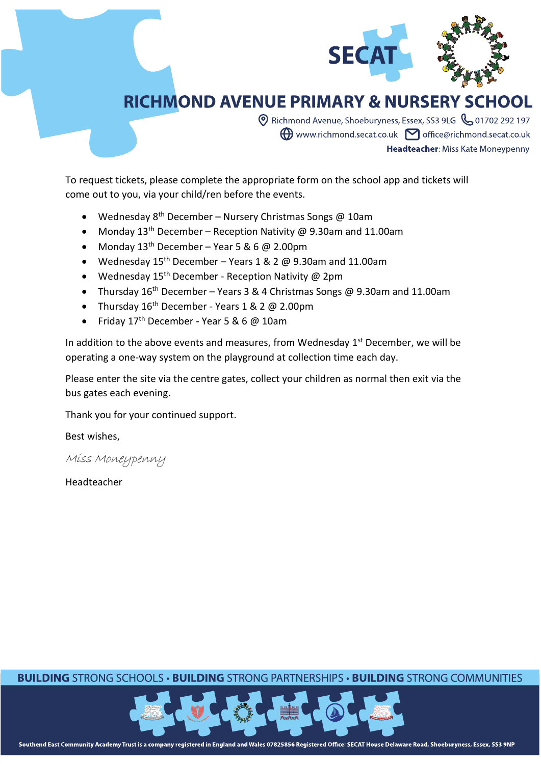# RICHMOND AVENUE PRIMARY & NURSERY SCHOOL

Richmond Avenue, Shoeburyness, Essex, SS3 9LG  01702 292 197
www.richmond.secat.co.uk  office@richmond.secat.co.uk
**Headteacher**: Miss Kate Moneypenny

To request tickets, please complete the appropriate form on the school app and tickets will come out to you, via your child/ren before the events.

- Wednesday 8th December – Nursery Christmas Songs @ 10am
- Monday 13th December – Reception Nativity @ 9.30am and 11.00am
- Monday 13th December – Year 5 & 6 @ 2.00pm
- Wednesday 15th December – Years 1 & 2 @ 9.30am and 11.00am
- Wednesday 15th December - Reception Nativity @ 2pm
- Thursday 16th December – Years 3 & 4 Christmas Songs @ 9.30am and 11.00am
- Thursday 16th December - Years 1 & 2 @ 2.00pm
- Friday 17th December - Year 5 & 6 @ 10am

In addition to the above events and measures, from Wednesday 1st December, we will be operating a one-way system on the playground at collection time each day.

Please enter the site via the centre gates, collect your children as normal then exit via the bus gates each evening.

Thank you for your continued support.

Best wishes,

*Miss Moneypenny*

Headteacher

**BUILDING** STRONG SCHOOLS • **BUILDING** STRONG PARTNERSHIPS • **BUILDING** STRONG COMMUNITIES

Southend East Community Academy Trust is a company registered in England and Wales 07825856 Registered Office: SECAT House Delaware Road, Shoeburyness, Essex, SS3 9NP